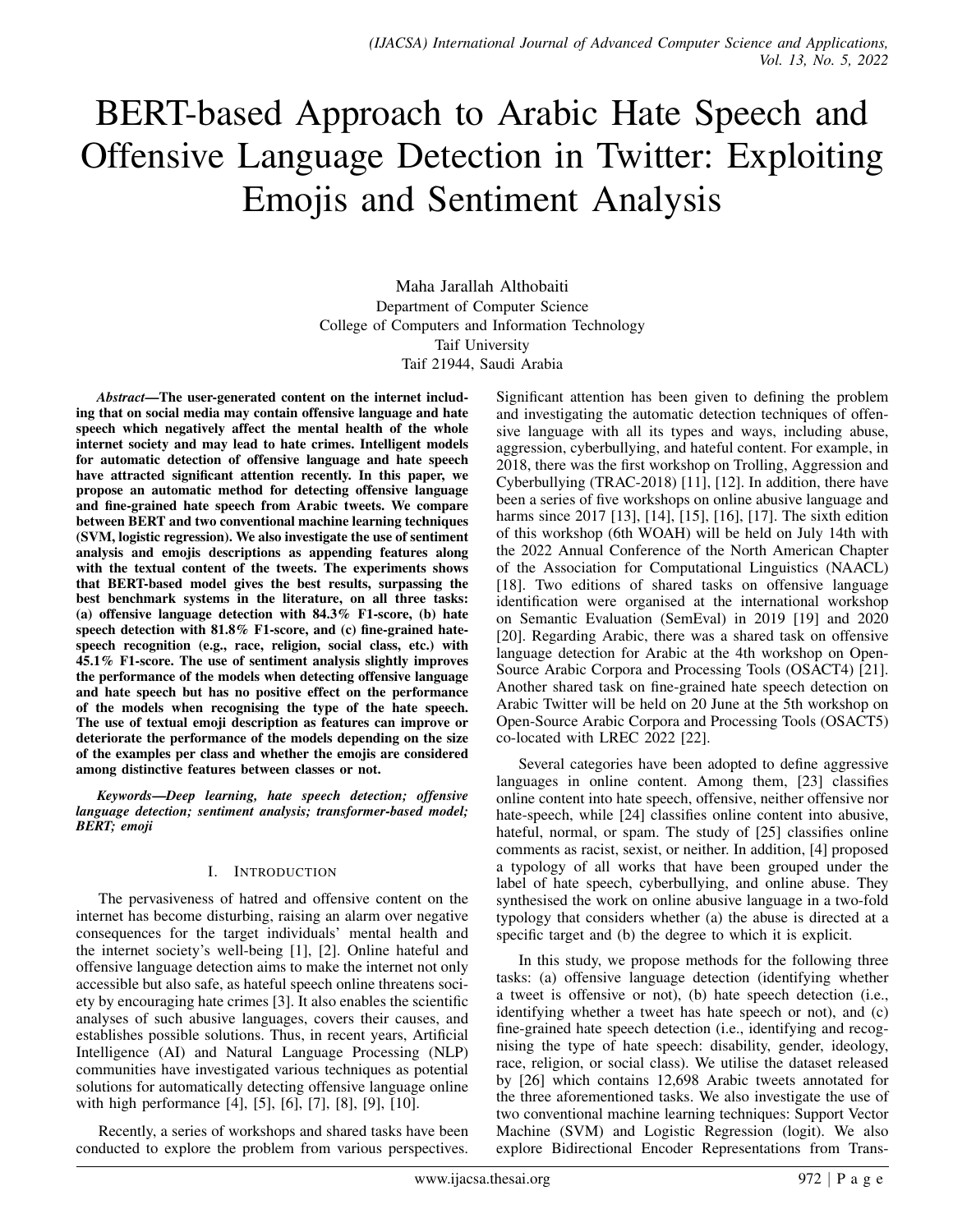# BERT-based Approach to Arabic Hate Speech and Offensive Language Detection in Twitter: Exploiting Emojis and Sentiment Analysis

Maha Jarallah Althobaiti
Department of Computer Science
College of Computers and Information Technology
Taif University
Taif 21944, Saudi Arabia

***Abstract*—The user-generated content on the internet including that on social media may contain offensive language and hate speech which negatively affect the mental health of the whole internet society and may lead to hate crimes. Intelligent models for automatic detection of offensive language and hate speech have attracted significant attention recently. In this paper, we propose an automatic method for detecting offensive language and fine-grained hate speech from Arabic tweets. We compare between BERT and two conventional machine learning techniques (SVM, logistic regression). We also investigate the use of sentiment analysis and emojis descriptions as appending features along with the textual content of the tweets. The experiments shows that BERT-based model gives the best results, surpassing the best benchmark systems in the literature, on all three tasks: (a) offensive language detection with 84.3% F1-score, (b) hate speech detection with 81.8% F1-score, and (c) fine-grained hate-speech recognition (e.g., race, religion, social class, etc.) with 45.1% F1-score. The use of sentiment analysis slightly improves the performance of the models when detecting offensive language and hate speech but has no positive effect on the performance of the models when recognising the type of the hate speech. The use of textual emoji description as features can improve or deteriorate the performance of the models depending on the size of the examples per class and whether the emojis are considered among distinctive features between classes or not.**

***Keywords*—Deep learning, hate speech detection; offensive language detection; sentiment analysis; transformer-based model; BERT; emoji**

## I. Introduction

The pervasiveness of hatred and offensive content on the internet has become disturbing, raising an alarm over negative consequences for the target individuals' mental health and the internet society's well-being [1], [2]. Online hateful and offensive language detection aims to make the internet not only accessible but also safe, as hateful speech online threatens society by encouraging hate crimes [3]. It also enables the scientific analyses of such abusive languages, covers their causes, and establishes possible solutions. Thus, in recent years, Artificial Intelligence (AI) and Natural Language Processing (NLP) communities have investigated various techniques as potential solutions for automatically detecting offensive language online with high performance [4], [5], [6], [7], [8], [9], [10].

Recently, a series of workshops and shared tasks have been conducted to explore the problem from various perspectives. Significant attention has been given to defining the problem and investigating the automatic detection techniques of offensive language with all its types and ways, including abuse, aggression, cyberbullying, and hateful content. For example, in 2018, there was the first workshop on Trolling, Aggression and Cyberbullying (TRAC-2018) [11], [12]. In addition, there have been a series of five workshops on online abusive language and harms since 2017 [13], [14], [15], [16], [17]. The sixth edition of this workshop (6th WOAH) will be held on July 14th with the 2022 Annual Conference of the North American Chapter of the Association for Computational Linguistics (NAACL) [18]. Two editions of shared tasks on offensive language identification were organised at the international workshop on Semantic Evaluation (SemEval) in 2019 [19] and 2020 [20]. Regarding Arabic, there was a shared task on offensive language detection for Arabic at the 4th workshop on Open-Source Arabic Corpora and Processing Tools (OSACT4) [21]. Another shared task on fine-grained hate speech detection on Arabic Twitter will be held on 20 June at the 5th workshop on Open-Source Arabic Corpora and Processing Tools (OSACT5) co-located with LREC 2022 [22].

Several categories have been adopted to define aggressive languages in online content. Among them, [23] classifies online content into hate speech, offensive, neither offensive nor hate-speech, while [24] classifies online content into abusive, hateful, normal, or spam. The study of [25] classifies online comments as racist, sexist, or neither. In addition, [4] proposed a typology of all works that have been grouped under the label of hate speech, cyberbullying, and online abuse. They synthesised the work on online abusive language in a two-fold typology that considers whether (a) the abuse is directed at a specific target and (b) the degree to which it is explicit.

In this study, we propose methods for the following three tasks: (a) offensive language detection (identifying whether a tweet is offensive or not), (b) hate speech detection (i.e., identifying whether a tweet has hate speech or not), and (c) fine-grained hate speech detection (i.e., identifying and recognising the type of hate speech: disability, gender, ideology, race, religion, or social class). We utilise the dataset released by [26] which contains 12,698 Arabic tweets annotated for the three aforementioned tasks. We also investigate the use of two conventional machine learning techniques: Support Vector Machine (SVM) and Logistic Regression (logit). We also explore Bidirectional Encoder Representations from Trans-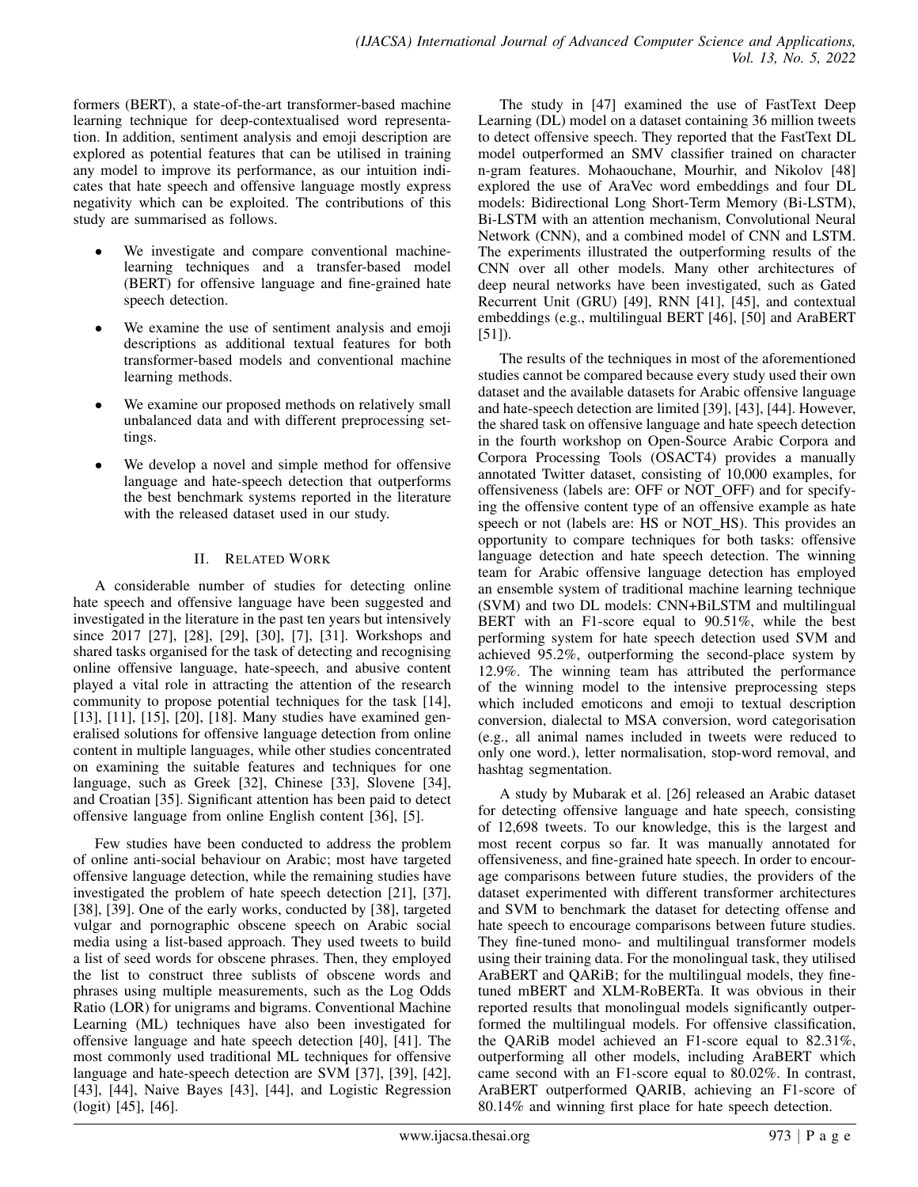formers (BERT), a state-of-the-art transformer-based machine learning technique for deep-contextualised word representation. In addition, sentiment analysis and emoji description are explored as potential features that can be utilised in training any model to improve its performance, as our intuition indicates that hate speech and offensive language mostly express negativity which can be exploited. The contributions of this study are summarised as follows.

- We investigate and compare conventional machine-learning techniques and a transfer-based model (BERT) for offensive language and fine-grained hate speech detection.
- We examine the use of sentiment analysis and emoji descriptions as additional textual features for both transformer-based models and conventional machine learning methods.
- We examine our proposed methods on relatively small unbalanced data and with different preprocessing settings.
- We develop a novel and simple method for offensive language and hate-speech detection that outperforms the best benchmark systems reported in the literature with the released dataset used in our study.

## II. Related Work

A considerable number of studies for detecting online hate speech and offensive language have been suggested and investigated in the literature in the past ten years but intensively since 2017 [27], [28], [29], [30], [7], [31]. Workshops and shared tasks organised for the task of detecting and recognising online offensive language, hate-speech, and abusive content played a vital role in attracting the attention of the research community to propose potential techniques for the task [14], [13], [11], [15], [20], [18]. Many studies have examined generalised solutions for offensive language detection from online content in multiple languages, while other studies concentrated on examining the suitable features and techniques for one language, such as Greek [32], Chinese [33], Slovene [34], and Croatian [35]. Significant attention has been paid to detect offensive language from online English content [36], [5].

Few studies have been conducted to address the problem of online anti-social behaviour on Arabic; most have targeted offensive language detection, while the remaining studies have investigated the problem of hate speech detection [21], [37], [38], [39]. One of the early works, conducted by [38], targeted vulgar and pornographic obscene speech on Arabic social media using a list-based approach. They used tweets to build a list of seed words for obscene phrases. Then, they employed the list to construct three sublists of obscene words and phrases using multiple measurements, such as the Log Odds Ratio (LOR) for unigrams and bigrams. Conventional Machine Learning (ML) techniques have also been investigated for offensive language and hate speech detection [40], [41]. The most commonly used traditional ML techniques for offensive language and hate-speech detection are SVM [37], [39], [42], [43], [44], Naive Bayes [43], [44], and Logistic Regression (logit) [45], [46].

The study in [47] examined the use of FastText Deep Learning (DL) model on a dataset containing 36 million tweets to detect offensive speech. They reported that the FastText DL model outperformed an SMV classifier trained on character n-gram features. Mohaouchane, Mourhir, and Nikolov [48] explored the use of AraVec word embeddings and four DL models: Bidirectional Long Short-Term Memory (Bi-LSTM), Bi-LSTM with an attention mechanism, Convolutional Neural Network (CNN), and a combined model of CNN and LSTM. The experiments illustrated the outperforming results of the CNN over all other models. Many other architectures of deep neural networks have been investigated, such as Gated Recurrent Unit (GRU) [49], RNN [41], [45], and contextual embeddings (e.g., multilingual BERT [46], [50] and AraBERT [51]).

The results of the techniques in most of the aforementioned studies cannot be compared because every study used their own dataset and the available datasets for Arabic offensive language and hate-speech detection are limited [39], [43], [44]. However, the shared task on offensive language and hate speech detection in the fourth workshop on Open-Source Arabic Corpora and Corpora Processing Tools (OSACT4) provides a manually annotated Twitter dataset, consisting of 10,000 examples, for offensiveness (labels are: OFF or NOT_OFF) and for specifying the offensive content type of an offensive example as hate speech or not (labels are: HS or NOT_HS). This provides an opportunity to compare techniques for both tasks: offensive language detection and hate speech detection. The winning team for Arabic offensive language detection has employed an ensemble system of traditional machine learning technique (SVM) and two DL models: CNN+BiLSTM and multilingual BERT with an F1-score equal to 90.51%, while the best performing system for hate speech detection used SVM and achieved 95.2%, outperforming the second-place system by 12.9%. The winning team has attributed the performance of the winning model to the intensive preprocessing steps which included emoticons and emoji to textual description conversion, dialectal to MSA conversion, word categorisation (e.g., all animal names included in tweets were reduced to only one word.), letter normalisation, stop-word removal, and hashtag segmentation.

A study by Mubarak et al. [26] released an Arabic dataset for detecting offensive language and hate speech, consisting of 12,698 tweets. To our knowledge, this is the largest and most recent corpus so far. It was manually annotated for offensiveness, and fine-grained hate speech. In order to encourage comparisons between future studies, the providers of the dataset experimented with different transformer architectures and SVM to benchmark the dataset for detecting offense and hate speech to encourage comparisons between future studies. They fine-tuned mono- and multilingual transformer models using their training data. For the monolingual task, they utilised AraBERT and QARiB; for the multilingual models, they fine-tuned mBERT and XLM-RoBERTa. It was obvious in their reported results that monolingual models significantly outperformed the multilingual models. For offensive classification, the QARiB model achieved an F1-score equal to 82.31%, outperforming all other models, including AraBERT which came second with an F1-score equal to 80.02%. In contrast, AraBERT outperformed QARIB, achieving an F1-score of 80.14% and winning first place for hate speech detection.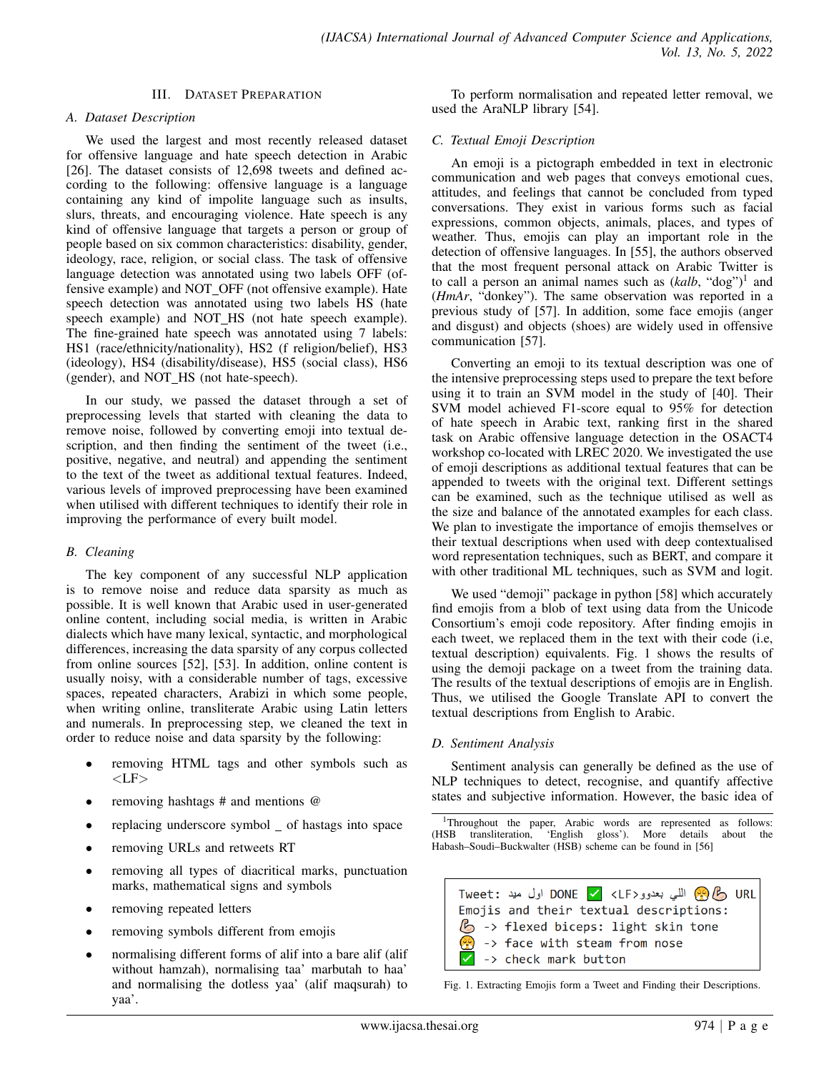## III. Dataset Preparation

### A. Dataset Description

We used the largest and most recently released dataset for offensive language and hate speech detection in Arabic [26]. The dataset consists of 12,698 tweets and defined according to the following: offensive language is a language containing any kind of impolite language such as insults, slurs, threats, and encouraging violence. Hate speech is any kind of offensive language that targets a person or group of people based on six common characteristics: disability, gender, ideology, race, religion, or social class. The task of offensive language detection was annotated using two labels OFF (offensive example) and NOT_OFF (not offensive example). Hate speech detection was annotated using two labels HS (hate speech example) and NOT_HS (not hate speech example). The fine-grained hate speech was annotated using 7 labels: HS1 (race/ethnicity/nationality), HS2 (f religion/belief), HS3 (ideology), HS4 (disability/disease), HS5 (social class), HS6 (gender), and NOT_HS (not hate-speech).

In our study, we passed the dataset through a set of preprocessing levels that started with cleaning the data to remove noise, followed by converting emoji into textual description, and then finding the sentiment of the tweet (i.e., positive, negative, and neutral) and appending the sentiment to the text of the tweet as additional textual features. Indeed, various levels of improved preprocessing have been examined when utilised with different techniques to identify their role in improving the performance of every built model.

### B. Cleaning

The key component of any successful NLP application is to remove noise and reduce data sparsity as much as possible. It is well known that Arabic used in user-generated online content, including social media, is written in Arabic dialects which have many lexical, syntactic, and morphological differences, increasing the data sparsity of any corpus collected from online sources [52], [53]. In addition, online content is usually noisy, with a considerable number of tags, excessive spaces, repeated characters, Arabizi in which some people, when writing online, transliterate Arabic using Latin letters and numerals. In preprocessing step, we cleaned the text in order to reduce noise and data sparsity by the following:

- removing HTML tags and other symbols such as <LF>
- removing hashtags # and mentions @
- replacing underscore symbol _ of hastags into space
- removing URLs and retweets RT
- removing all types of diacritical marks, punctuation marks, mathematical signs and symbols
- removing repeated letters
- removing symbols different from emojis
- normalising different forms of alif into a bare alif (alif without hamzah), normalising taa' marbutah to haa' and normalising the dotless yaa' (alif maqsurah) to yaa'.

To perform normalisation and repeated letter removal, we used the AraNLP library [54].

### C. Textual Emoji Description

An emoji is a pictograph embedded in text in electronic communication and web pages that conveys emotional cues, attitudes, and feelings that cannot be concluded from typed conversations. They exist in various forms such as facial expressions, common objects, animals, places, and types of weather. Thus, emojis can play an important role in the detection of offensive languages. In [55], the authors observed that the most frequent personal attack on Arabic Twitter is to call a person an animal names such as (*kalb*, "dog")[1] and (*HmAr*, "donkey"). The same observation was reported in a previous study of [57]. In addition, some face emojis (anger and disgust) and objects (shoes) are widely used in offensive communication [57].

Converting an emoji to its textual description was one of the intensive preprocessing steps used to prepare the text before using it to train an SVM model in the study of [40]. Their SVM model achieved F1-score equal to 95% for detection of hate speech in Arabic text, ranking first in the shared task on Arabic offensive language detection in the OSACT4 workshop co-located with LREC 2020. We investigated the use of emoji descriptions as additional textual features that can be appended to tweets with the original text. Different settings can be examined, such as the technique utilised as well as the size and balance of the annotated examples for each class. We plan to investigate the importance of emojis themselves or their textual descriptions when used with deep contextualised word representation techniques, such as BERT, and compare it with other traditional ML techniques, such as SVM and logit.

We used "demoji" package in python [58] which accurately find emojis from a blob of text using data from the Unicode Consortium's emoji code repository. After finding emojis in each tweet, we replaced them in the text with their code (i.e, textual description) equivalents. Fig. 1 shows the results of using the demoji package on a tweet from the training data. The results of the textual descriptions of emojis are in English. Thus, we utilised the Google Translate API to convert the textual descriptions from English to Arabic.

```
Tweet: اول ميد DONE ✅ <LF>اللي بعدوو 😤💪 URL
Emojis and their textual descriptions:
💪 -> flexed biceps: light skin tone
😤 -> face with steam from nose
✅ -> check mark button
```

Fig. 1. Extracting Emojis form a Tweet and Finding their Descriptions.

### D. Sentiment Analysis

Sentiment analysis can generally be defined as the use of NLP techniques to detect, recognise, and quantify affective states and subjective information. However, the basic idea of

[1] Throughout the paper, Arabic words are represented as follows: (HSB transliteration, 'English gloss'). More details about the Habash–Soudi–Buckwalter (HSB) scheme can be found in [56]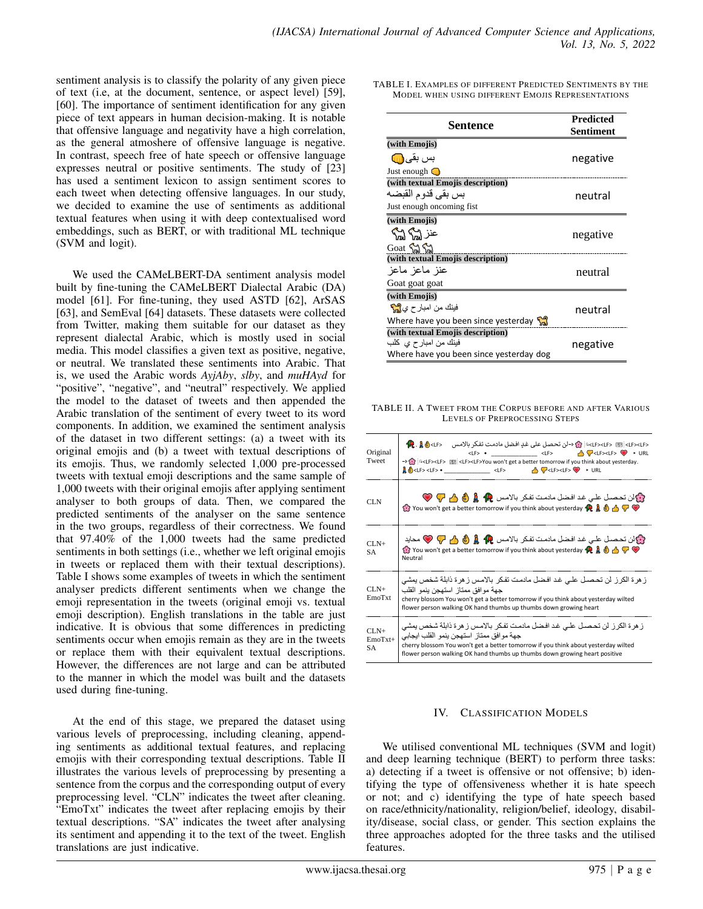sentiment analysis is to classify the polarity of any given piece of text (i.e, at the document, sentence, or aspect level) [59], [60]. The importance of sentiment identification for any given piece of text appears in human decision-making. It is notable that offensive language and negativity have a high correlation, as the general atmoshere of offensive language is negative. In contrast, speech free of hate speech or offensive language expresses neutral or positive sentiments. The study of [23] has used a sentiment lexicon to assign sentiment scores to each tweet when detecting offensive languages. In our study, we decided to examine the use of sentiments as additional textual features when using it with deep contextualised word embeddings, such as BERT, or with traditional ML technique (SVM and logit).

We used the CAMeLBERT-DA sentiment analysis model built by fine-tuning the CAMeLBERT Dialectal Arabic (DA) model [61]. For fine-tuning, they used ASTD [62], ArSAS [63], and SemEval [64] datasets. These datasets were collected from Twitter, making them suitable for our dataset as they represent dialectal Arabic, which is mostly used in social media. This model classifies a given text as positive, negative, or neutral. We translated these sentiments into Arabic. That is, we used the Arabic words *AyjAby*, *slby*, and *muHAyd* for "positive", "negative", and "neutral" respectively. We applied the model to the dataset of tweets and then appended the Arabic translation of the sentiment of every tweet to its word components. In addition, we examined the sentiment analysis of the dataset in two different settings: (a) a tweet with its original emojis and (b) a tweet with textual descriptions of its emojis. Thus, we randomly selected 1,000 pre-processed tweets with textual emoji descriptions and the same sample of 1,000 tweets with their original emojis after applying sentiment analyser to both groups of data. Then, we compared the predicted sentiments of the analyser on the same sentence in the two groups, regardless of their correctness. We found that 97.40% of the 1,000 tweets had the same predicted sentiments in both settings (i.e., whether we left original emojis in tweets or replaced them with their textual descriptions). Table I shows some examples of tweets in which the sentiment analyser predicts different sentiments when we change the emoji representation in the tweets (original emoji vs. textual emoji description). English translations in the table are just indicative. It is obvious that some differences in predicting sentiments occur when emojis remain as they are in the tweets or replace them with their equivalent textual descriptions. However, the differences are not large and can be attributed to the manner in which the model was built and the datasets used during fine-tuning.

At the end of this stage, we prepared the dataset using various levels of preprocessing, including cleaning, appending sentiments as additional textual features, and replacing emojis with their corresponding textual descriptions. Table II illustrates the various levels of preprocessing by presenting a sentence from the corpus and the corresponding output of every preprocessing level. "CLN" indicates the tweet after cleaning. "EmoTxt" indicates the tweet after replacing emojis by their textual descriptions. "SA" indicates the tweet after analysing its sentiment and appending it to the text of the tweet. English translations are just indicative.

TABLE I. Examples of Different Predicted Sentiments by the Model when Using Different Emojis Representations

| Sentence | Predicted Sentiment |
|---|---|
| (with Emojis) بس بقى 👊 Just enough 👊 | negative |
| (with textual Emojis description) بس بقى قدوم القبضه Just enough oncoming fist | neutral |
| (with Emojis) عنز 🐐 🐐 Goat 🐐 🐐 | negative |
| (with textual Emojis description) عنز ماعز ماعز Goat goat goat | neutral |
| (with Emojis) فينك من امبارح ي 🐕 Where have you been since yesterday 🐕 | neutral |
| (with textual Emojis description) فينك من امبارح ي كلب Where have you been since yesterday dog | negative |

TABLE II. A Tweet from the Corpus before and after Various Levels of Preprocessing Steps

| | |
|---|---|
| Original Tweet | <LF><LF> ⁉ <LF><LF> 🌸 ←لن تحصل على غدٍ افضل مادمت تفكر بالامس <LF> 👌🚶. 🥀 <LF> • ______________ <LF> 👍👎<LF><LF> ❤️ ▸ URL → 🌸 ⁉<LF><LF> ⁉ <LF><LF>You won't get a better tomorrow if you think about yesterday. 🚶👌<LF> <LF> • ______________ <LF> 👍👎<LF><LF> ❤️ ▸ URL |
| CLN | 🌸لن تحصل علي غد افضل مادمت تفكر بالامس 🥀 🚶 👌 👍 👎 ❤️ 🌸 You won't get a better tomorrow if you think about yesterday 🥀 🚶 👌 👍 👎 ❤️ |
| CLN+ SA | 🌸لن تحصل علي غد افضل مادمت تفكر بالامس 🥀 🚶 👌 👍 👎 ❤️ محايد 🌸 You won't get a better tomorrow if you think about yesterday 🥀 🚶 👌 👍 👎 ❤️ Neutral |
| CLN+ EmoTxt | زهرة الكرز لن تحصل علي غد افضل مادمت تفكر بالامس زهرة ذابلة شخص يمشي جهة موافق ممتاز استهجن ينمو القلب cherry blossom You won't get a better tomorrow if you think about yesterday wilted flower person walking OK hand thumbs up thumbs down growing heart |
| CLN+ EmoTxt+ SA | زهرة الكرز لن تحصل علي غد افضل مادمت تفكر بالامس زهرة ذابلة شخص يمشي جهة موافق ممتاز استهجن ينمو القلب ايجابي cherry blossom You won't get a better tomorrow if you think about yesterday wilted flower person walking OK hand thumbs up thumbs down growing heart positive |

## IV. Classification Models

We utilised conventional ML techniques (SVM and logit) and deep learning technique (BERT) to perform three tasks: a) detecting if a tweet is offensive or not offensive; b) identifying the type of offensiveness whether it is hate speech or not; and c) identifying the type of hate speech based on race/ethnicity/nationality, religion/belief, ideology, disability/disease, social class, or gender. This section explains the three approaches adopted for the three tasks and the utilised features.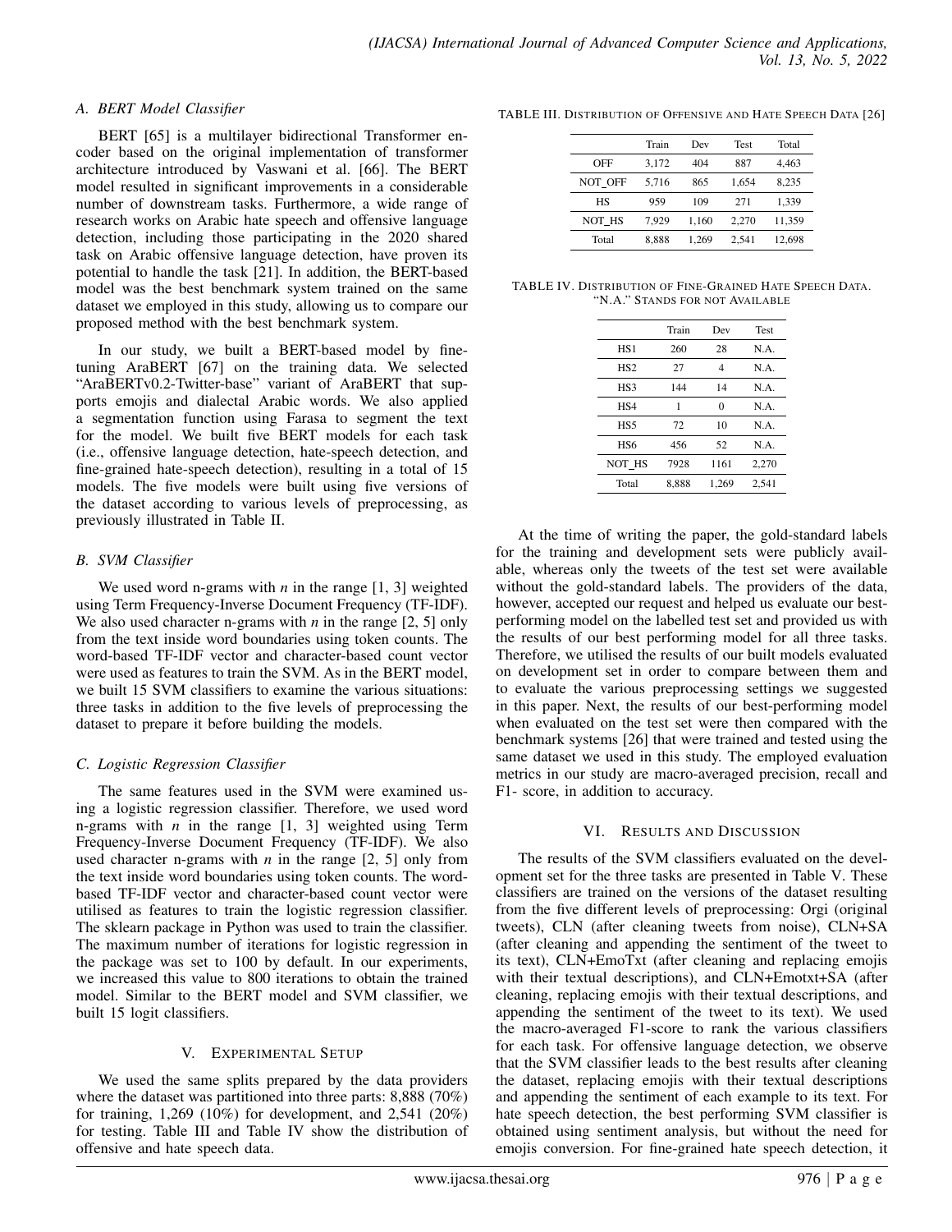### A. BERT Model Classifier

BERT [65] is a multilayer bidirectional Transformer encoder based on the original implementation of transformer architecture introduced by Vaswani et al. [66]. The BERT model resulted in significant improvements in a considerable number of downstream tasks. Furthermore, a wide range of research works on Arabic hate speech and offensive language detection, including those participating in the 2020 shared task on Arabic offensive language detection, have proven its potential to handle the task [21]. In addition, the BERT-based model was the best benchmark system trained on the same dataset we employed in this study, allowing us to compare our proposed method with the best benchmark system.

In our study, we built a BERT-based model by fine-tuning AraBERT [67] on the training data. We selected "AraBERTv0.2-Twitter-base" variant of AraBERT that supports emojis and dialectal Arabic words. We also applied a segmentation function using Farasa to segment the text for the model. We built five BERT models for each task (i.e., offensive language detection, hate-speech detection, and fine-grained hate-speech detection), resulting in a total of 15 models. The five models were built using five versions of the dataset according to various levels of preprocessing, as previously illustrated in Table II.

### B. SVM Classifier

We used word n-grams with $n$ in the range [1, 3] weighted using Term Frequency-Inverse Document Frequency (TF-IDF). We also used character n-grams with $n$ in the range [2, 5] only from the text inside word boundaries using token counts. The word-based TF-IDF vector and character-based count vector were used as features to train the SVM. As in the BERT model, we built 15 SVM classifiers to examine the various situations: three tasks in addition to the five levels of preprocessing the dataset to prepare it before building the models.

### C. Logistic Regression Classifier

The same features used in the SVM were examined using a logistic regression classifier. Therefore, we used word n-grams with $n$ in the range [1, 3] weighted using Term Frequency-Inverse Document Frequency (TF-IDF). We also used character n-grams with $n$ in the range [2, 5] only from the text inside word boundaries using token counts. The word-based TF-IDF vector and character-based count vector were utilised as features to train the logistic regression classifier. The sklearn package in Python was used to train the classifier. The maximum number of iterations for logistic regression in the package was set to 100 by default. In our experiments, we increased this value to 800 iterations to obtain the trained model. Similar to the BERT model and SVM classifier, we built 15 logit classifiers.

## V. EXPERIMENTAL SETUP

We used the same splits prepared by the data providers where the dataset was partitioned into three parts: 8,888 (70%) for training, 1,269 (10%) for development, and 2,541 (20%) for testing. Table III and Table IV show the distribution of offensive and hate speech data.

TABLE III. DISTRIBUTION OF OFFENSIVE AND HATE SPEECH DATA [26]

| | Train | Dev | Test | Total |
|---|---|---|---|---|
| OFF | 3,172 | 404 | 887 | 4,463 |
| NOT_OFF | 5,716 | 865 | 1,654 | 8,235 |
| HS | 959 | 109 | 271 | 1,339 |
| NOT_HS | 7,929 | 1,160 | 2,270 | 11,359 |
| Total | 8,888 | 1,269 | 2,541 | 12,698 |

TABLE IV. DISTRIBUTION OF FINE-GRAINED HATE SPEECH DATA. "N.A." STANDS FOR NOT AVAILABLE

| | Train | Dev | Test |
|---|---|---|---|
| HS1 | 260 | 28 | N.A. |
| HS2 | 27 | 4 | N.A. |
| HS3 | 144 | 14 | N.A. |
| HS4 | 1 | 0 | N.A. |
| HS5 | 72 | 10 | N.A. |
| HS6 | 456 | 52 | N.A. |
| NOT_HS | 7928 | 1161 | 2,270 |
| Total | 8,888 | 1,269 | 2,541 |

At the time of writing the paper, the gold-standard labels for the training and development sets were publicly available, whereas only the tweets of the test set were available without the gold-standard labels. The providers of the data, however, accepted our request and helped us evaluate our best-performing model on the labelled test set and provided us with the results of our best performing model for all three tasks. Therefore, we utilised the results of our built models evaluated on development set in order to compare between them and to evaluate the various preprocessing settings we suggested in this paper. Next, the results of our best-performing model when evaluated on the test set were then compared with the benchmark systems [26] that were trained and tested using the same dataset we used in this study. The employed evaluation metrics in our study are macro-averaged precision, recall and F1- score, in addition to accuracy.

## VI. RESULTS AND DISCUSSION

The results of the SVM classifiers evaluated on the development set for the three tasks are presented in Table V. These classifiers are trained on the versions of the dataset resulting from the five different levels of preprocessing: Orgi (original tweets), CLN (after cleaning tweets from noise), CLN+SA (after cleaning and appending the sentiment of the tweet to its text), CLN+EmoTxt (after cleaning and replacing emojis with their textual descriptions), and CLN+Emotxt+SA (after cleaning, replacing emojis with their textual descriptions, and appending the sentiment of the tweet to its text). We used the macro-averaged F1-score to rank the various classifiers for each task. For offensive language detection, we observe that the SVM classifier leads to the best results after cleaning the dataset, replacing emojis with their textual descriptions and appending the sentiment of each example to its text. For hate speech detection, the best performing SVM classifier is obtained using sentiment analysis, but without the need for emojis conversion. For fine-grained hate speech detection, it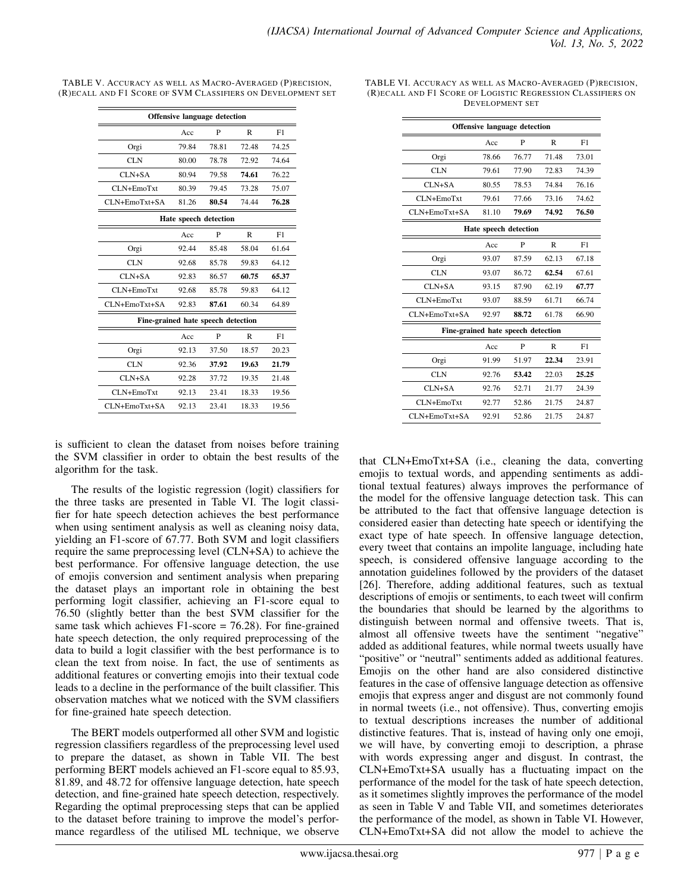TABLE V. ACCURACY AS WELL AS MACRO-AVERAGED (P)RECISION, (R)ECALL AND F1 SCORE OF SVM CLASSIFIERS ON DEVELOPMENT SET

| Offensive language detection | | | | |
|---|---|---|---|---|
| | Acc | P | R | F1 |
| Orgi | 79.84 | 78.81 | 72.48 | 74.25 |
| CLN | 80.00 | 78.78 | 72.92 | 74.64 |
| CLN+SA | 80.94 | 79.58 | **74.61** | 76.22 |
| CLN+EmoTxt | 80.39 | 79.45 | 73.28 | 75.07 |
| CLN+EmoTxt+SA | 81.26 | **80.54** | 74.44 | **76.28** |
| **Hate speech detection** | | | | |
| | Acc | P | R | F1 |
| Orgi | 92.44 | 85.48 | 58.04 | 61.64 |
| CLN | 92.68 | 85.78 | 59.83 | 64.12 |
| CLN+SA | 92.83 | 86.57 | **60.75** | **65.37** |
| CLN+EmoTxt | 92.68 | 85.78 | 59.83 | 64.12 |
| CLN+EmoTxt+SA | 92.83 | **87.61** | 60.34 | 64.89 |
| **Fine-grained hate speech detection** | | | | |
| | Acc | P | R | F1 |
| Orgi | 92.13 | 37.50 | 18.57 | 20.23 |
| CLN | 92.36 | **37.92** | **19.63** | **21.79** |
| CLN+SA | 92.28 | 37.72 | 19.35 | 21.48 |
| CLN+EmoTxt | 92.13 | 23.41 | 18.33 | 19.56 |
| CLN+EmoTxt+SA | 92.13 | 23.41 | 18.33 | 19.56 |

TABLE VI. ACCURACY AS WELL AS MACRO-AVERAGED (P)RECISION, (R)ECALL AND F1 SCORE OF LOGISTIC REGRESSION CLASSIFIERS ON DEVELOPMENT SET

| Offensive language detection | | | | |
|---|---|---|---|---|
| | Acc | P | R | F1 |
| Orgi | 78.66 | 76.77 | 71.48 | 73.01 |
| CLN | 79.61 | 77.90 | 72.83 | 74.39 |
| CLN+SA | 80.55 | 78.53 | 74.84 | 76.16 |
| CLN+EmoTxt | 79.61 | 77.66 | 73.16 | 74.62 |
| CLN+EmoTxt+SA | 81.10 | **79.69** | **74.92** | **76.50** |
| **Hate speech detection** | | | | |
| | Acc | P | R | F1 |
| Orgi | 93.07 | 87.59 | 62.13 | 67.18 |
| CLN | 93.07 | 86.72 | **62.54** | 67.61 |
| CLN+SA | 93.15 | 87.90 | 62.19 | **67.77** |
| CLN+EmoTxt | 93.07 | 88.59 | 61.71 | 66.74 |
| CLN+EmoTxt+SA | 92.97 | **88.72** | 61.78 | 66.90 |
| **Fine-grained hate speech detection** | | | | |
| | Acc | P | R | F1 |
| Orgi | 91.99 | 51.97 | **22.34** | 23.91 |
| CLN | 92.76 | **53.42** | 22.03 | **25.25** |
| CLN+SA | 92.76 | 52.71 | 21.77 | 24.39 |
| CLN+EmoTxt | 92.77 | 52.86 | 21.75 | 24.87 |
| CLN+EmoTxt+SA | 92.91 | 52.86 | 21.75 | 24.87 |

is sufficient to clean the dataset from noises before training the SVM classifier in order to obtain the best results of the algorithm for the task.

The results of the logistic regression (logit) classifiers for the three tasks are presented in Table VI. The logit classifier for hate speech detection achieves the best performance when using sentiment analysis as well as cleaning noisy data, yielding an F1-score of 67.77. Both SVM and logit classifiers require the same preprocessing level (CLN+SA) to achieve the best performance. For offensive language detection, the use of emojis conversion and sentiment analysis when preparing the dataset plays an important role in obtaining the best performing logit classifier, achieving an F1-score equal to 76.50 (slightly better than the best SVM classifier for the same task which achieves F1-score = 76.28). For fine-grained hate speech detection, the only required preprocessing of the data to build a logit classifier with the best performance is to clean the text from noise. In fact, the use of sentiments as additional features or converting emojis into their textual code leads to a decline in the performance of the built classifier. This observation matches what we noticed with the SVM classifiers for fine-grained hate speech detection.

The BERT models outperformed all other SVM and logistic regression classifiers regardless of the preprocessing level used to prepare the dataset, as shown in Table VII. The best performing BERT models achieved an F1-score equal to 85.93, 81.89, and 48.72 for offensive language detection, hate speech detection, and fine-grained hate speech detection, respectively. Regarding the optimal preprocessing steps that can be applied to the dataset before training to improve the model's performance regardless of the utilised ML technique, we observe that CLN+EmoTxt+SA (i.e., cleaning the data, converting emojis to textual words, and appending sentiments as additional textual features) always improves the performance of the model for the offensive language detection task. This can be attributed to the fact that offensive language detection is considered easier than detecting hate speech or identifying the exact type of hate speech. In offensive language detection, every tweet that contains an impolite language, including hate speech, is considered offensive language according to the annotation guidelines followed by the providers of the dataset [26]. Therefore, adding additional features, such as textual descriptions of emojis or sentiments, to each tweet will confirm the boundaries that should be learned by the algorithms to distinguish between normal and offensive tweets. That is, almost all offensive tweets have the sentiment "negative" added as additional features, while normal tweets usually have "positive" or "neutral" sentiments added as additional features. Emojis on the other hand are also considered distinctive features in the case of offensive language detection as offensive emojis that express anger and disgust are not commonly found in normal tweets (i.e., not offensive). Thus, converting emojis to textual descriptions increases the number of additional distinctive features. That is, instead of having only one emoji, we will have, by converting emoji to description, a phrase with words expressing anger and disgust. In contrast, the CLN+EmoTxt+SA usually has a fluctuating impact on the performance of the model for the task of hate speech detection, as it sometimes slightly improves the performance of the model as seen in Table V and Table VII, and sometimes deteriorates the performance of the model, as shown in Table VI. However, CLN+EmoTxt+SA did not allow the model to achieve the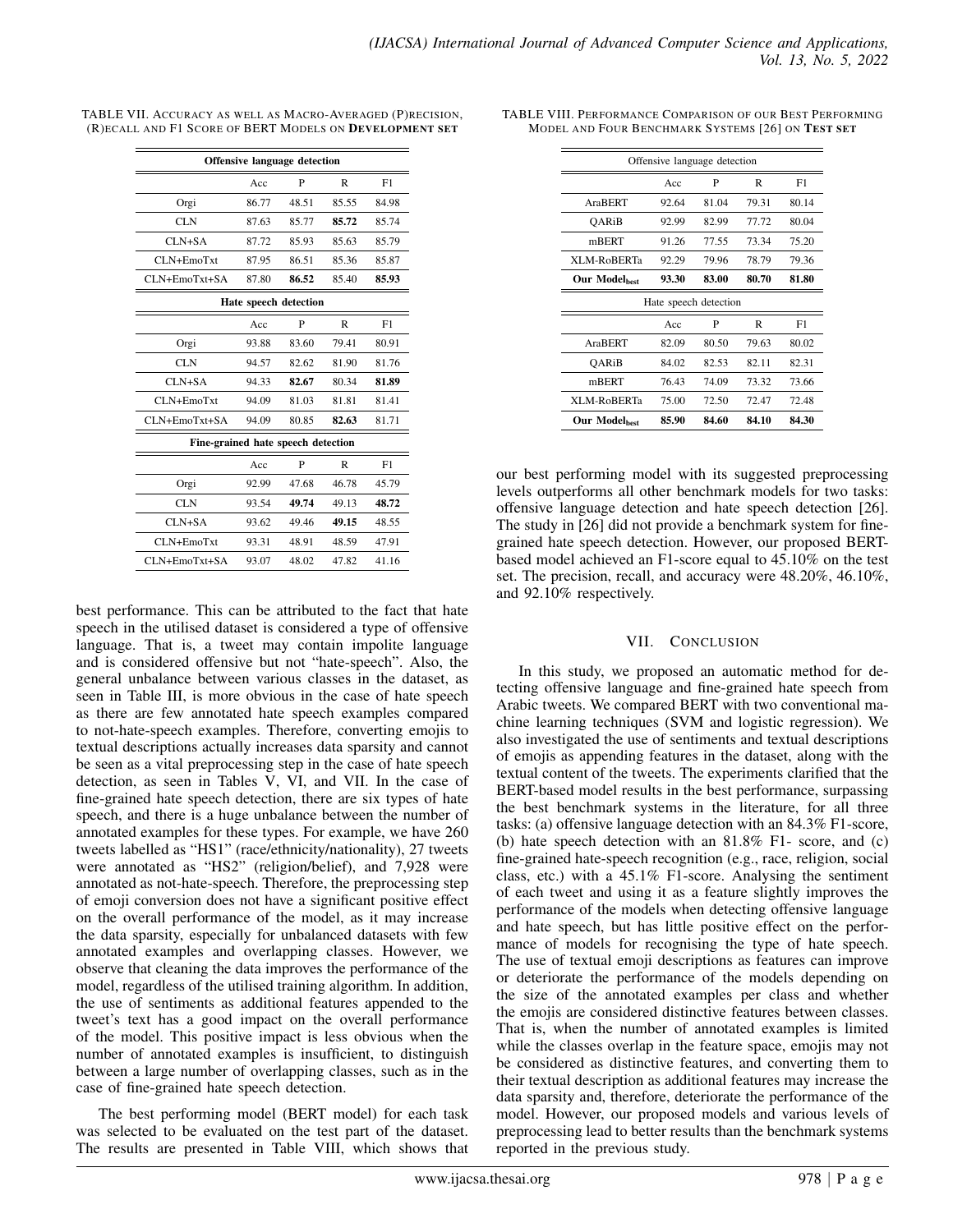TABLE VII. ACCURACY AS WELL AS MACRO-AVERAGED (P)RECISION, (R)ECALL AND F1 SCORE OF BERT MODELS ON **DEVELOPMENT SET**

| | Acc | P | R | F1 |
|---|---|---|---|---|
| **Offensive language detection** | | | | |
| Orgi | 86.77 | 48.51 | 85.55 | 84.98 |
| CLN | 87.63 | 85.77 | **85.72** | 85.74 |
| CLN+SA | 87.72 | 85.93 | 85.63 | 85.79 |
| CLN+EmoTxt | 87.95 | 86.51 | 85.36 | 85.87 |
| CLN+EmoTxt+SA | 87.80 | **86.52** | 85.40 | **85.93** |
| **Hate speech detection** | | | | |
| Orgi | 93.88 | 83.60 | 79.41 | 80.91 |
| CLN | 94.57 | 82.62 | 81.90 | 81.76 |
| CLN+SA | 94.33 | **82.67** | 80.34 | **81.89** |
| CLN+EmoTxt | 94.09 | 81.03 | 81.81 | 81.41 |
| CLN+EmoTxt+SA | 94.09 | 80.85 | **82.63** | 81.71 |
| **Fine-grained hate speech detection** | | | | |
| Orgi | 92.99 | 47.68 | 46.78 | 45.79 |
| CLN | 93.54 | **49.74** | 49.13 | **48.72** |
| CLN+SA | 93.62 | 49.46 | **49.15** | 48.55 |
| CLN+EmoTxt | 93.31 | 48.91 | 48.59 | 47.91 |
| CLN+EmoTxt+SA | 93.07 | 48.02 | 47.82 | 41.16 |

best performance. This can be attributed to the fact that hate speech in the utilised dataset is considered a type of offensive language. That is, a tweet may contain impolite language and is considered offensive but not "hate-speech". Also, the general unbalance between various classes in the dataset, as seen in Table III, is more obvious in the case of hate speech as there are few annotated hate speech examples compared to not-hate-speech examples. Therefore, converting emojis to textual descriptions actually increases data sparsity and cannot be seen as a vital preprocessing step in the case of hate speech detection, as seen in Tables V, VI, and VII. In the case of fine-grained hate speech detection, there are six types of hate speech, and there is a huge unbalance between the number of annotated examples for these types. For example, we have 260 tweets labelled as "HS1" (race/ethnicity/nationality), 27 tweets were annotated as "HS2" (religion/belief), and 7,928 were annotated as not-hate-speech. Therefore, the preprocessing step of emoji conversion does not have a significant positive effect on the overall performance of the model, as it may increase the data sparsity, especially for unbalanced datasets with few annotated examples and overlapping classes. However, we observe that cleaning the data improves the performance of the model, regardless of the utilised training algorithm. In addition, the use of sentiments as additional features appended to the tweet's text has a good impact on the overall performance of the model. This positive impact is less obvious when the number of annotated examples is insufficient, to distinguish between a large number of overlapping classes, such as in the case of fine-grained hate speech detection.

The best performing model (BERT model) for each task was selected to be evaluated on the test part of the dataset. The results are presented in Table VIII, which shows that

TABLE VIII. PERFORMANCE COMPARISON OF OUR BEST PERFORMING MODEL AND FOUR BENCHMARK SYSTEMS [26] ON **TEST SET**

| | Acc | P | R | F1 |
|---|---|---|---|---|
| Offensive language detection | | | | |
| AraBERT | 92.64 | 81.04 | 79.31 | 80.14 |
| QARiB | 92.99 | 82.99 | 77.72 | 80.04 |
| mBERT | 91.26 | 77.55 | 73.34 | 75.20 |
| XLM-RoBERTa | 92.29 | 79.96 | 78.79 | 79.36 |
| **Our Model$_{best}$** | **93.30** | **83.00** | **80.70** | **81.80** |
| Hate speech detection | | | | |
| AraBERT | 82.09 | 80.50 | 79.63 | 80.02 |
| QARiB | 84.02 | 82.53 | 82.11 | 82.31 |
| mBERT | 76.43 | 74.09 | 73.32 | 73.66 |
| XLM-RoBERTa | 75.00 | 72.50 | 72.47 | 72.48 |
| **Our Model$_{best}$** | **85.90** | **84.60** | **84.10** | **84.30** |

our best performing model with its suggested preprocessing levels outperforms all other benchmark models for two tasks: offensive language detection and hate speech detection [26]. The study in [26] did not provide a benchmark system for fine-grained hate speech detection. However, our proposed BERT-based model achieved an F1-score equal to 45.10% on the test set. The precision, recall, and accuracy were 48.20%, 46.10%, and 92.10% respectively.

## VII. CONCLUSION

In this study, we proposed an automatic method for detecting offensive language and fine-grained hate speech from Arabic tweets. We compared BERT with two conventional machine learning techniques (SVM and logistic regression). We also investigated the use of sentiments and textual descriptions of emojis as appending features in the dataset, along with the textual content of the tweets. The experiments clarified that the BERT-based model results in the best performance, surpassing the best benchmark systems in the literature, for all three tasks: (a) offensive language detection with an 84.3% F1-score, (b) hate speech detection with an 81.8% F1- score, and (c) fine-grained hate-speech recognition (e.g., race, religion, social class, etc.) with a 45.1% F1-score. Analysing the sentiment of each tweet and using it as a feature slightly improves the performance of the models when detecting offensive language and hate speech, but has little positive effect on the performance of models for recognising the type of hate speech. The use of textual emoji descriptions as features can improve or deteriorate the performance of the models depending on the size of the annotated examples per class and whether the emojis are considered distinctive features between classes. That is, when the number of annotated examples is limited while the classes overlap in the feature space, emojis may not be considered as distinctive features, and converting them to their textual description as additional features may increase the data sparsity and, therefore, deteriorate the performance of the model. However, our proposed models and various levels of preprocessing lead to better results than the benchmark systems reported in the previous study.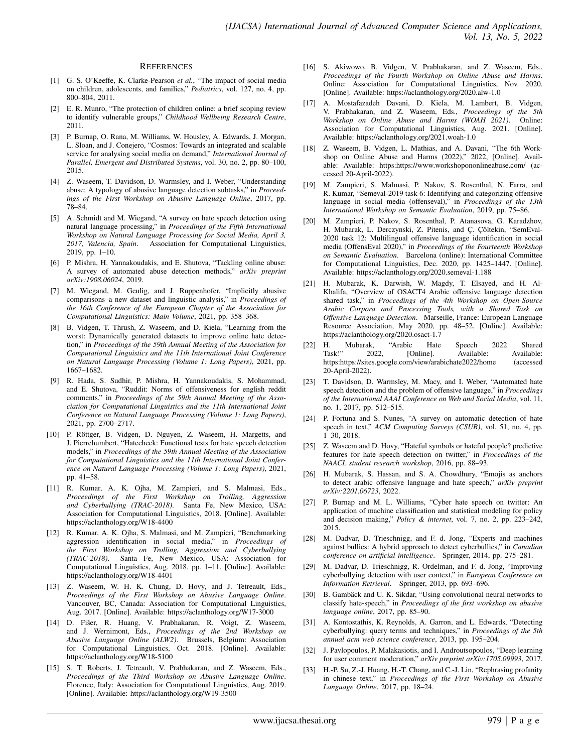## References

[1] G. S. O'Keeffe, K. Clarke-Pearson *et al.*, "The impact of social media on children, adolescents, and families," *Pediatrics*, vol. 127, no. 4, pp. 800–804, 2011.

[2] E. R. Munro, "The protection of children online: a brief scoping review to identify vulnerable groups," *Childhood Wellbeing Research Centre*, 2011.

[3] P. Burnap, O. Rana, M. Williams, W. Housley, A. Edwards, J. Morgan, L. Sloan, and J. Conejero, "Cosmos: Towards an integrated and scalable service for analysing social media on demand," *International Journal of Parallel, Emergent and Distributed Systems*, vol. 30, no. 2, pp. 80–100, 2015.

[4] Z. Waseem, T. Davidson, D. Warmsley, and I. Weber, "Understanding abuse: A typology of abusive language detection subtasks," in *Proceedings of the First Workshop on Abusive Language Online*, 2017, pp. 78–84.

[5] A. Schmidt and M. Wiegand, "A survey on hate speech detection using natural language processing," in *Proceedings of the Fifth International Workshop on Natural Language Processing for Social Media, April 3, 2017, Valencia, Spain*. Association for Computational Linguistics, 2019, pp. 1–10.

[6] P. Mishra, H. Yannakoudakis, and E. Shutova, "Tackling online abuse: A survey of automated abuse detection methods," *arXiv preprint arXiv:1908.06024*, 2019.

[7] M. Wiegand, M. Geulig, and J. Ruppenhofer, "Implicitly abusive comparisons–a new dataset and linguistic analysis," in *Proceedings of the 16th Conference of the European Chapter of the Association for Computational Linguistics: Main Volume*, 2021, pp. 358–368.

[8] B. Vidgen, T. Thrush, Z. Waseem, and D. Kiela, "Learning from the worst: Dynamically generated datasets to improve online hate detection," in *Proceedings of the 59th Annual Meeting of the Association for Computational Linguistics and the 11th International Joint Conference on Natural Language Processing (Volume 1: Long Papers)*, 2021, pp. 1667–1682.

[9] R. Hada, S. Sudhir, P. Mishra, H. Yannakoudakis, S. Mohammad, and E. Shutova, "Ruddit: Norms of offensiveness for english reddit comments," in *Proceedings of the 59th Annual Meeting of the Association for Computational Linguistics and the 11th International Joint Conference on Natural Language Processing (Volume 1: Long Papers)*, 2021, pp. 2700–2717.

[10] P. Röttger, B. Vidgen, D. Nguyen, Z. Waseem, H. Margetts, and J. Pierrehumbert, "Hatecheck: Functional tests for hate speech detection models," in *Proceedings of the 59th Annual Meeting of the Association for Computational Linguistics and the 11th International Joint Conference on Natural Language Processing (Volume 1: Long Papers)*, 2021, pp. 41–58.

[11] R. Kumar, A. K. Ojha, M. Zampieri, and S. Malmasi, Eds., *Proceedings of the First Workshop on Trolling, Aggression and Cyberbullying (TRAC-2018)*. Santa Fe, New Mexico, USA: Association for Computational Linguistics, 2018. [Online]. Available: https://aclanthology.org/W18-4400

[12] R. Kumar, A. K. Ojha, S. Malmasi, and M. Zampieri, "Benchmarking aggression identification in social media," in *Proceedings of the First Workshop on Trolling, Aggression and Cyberbullying (TRAC-2018)*. Santa Fe, New Mexico, USA: Association for Computational Linguistics, Aug. 2018, pp. 1–11. [Online]. Available: https://aclanthology.org/W18-4401

[13] Z. Waseem, W. H. K. Chung, D. Hovy, and J. Tetreault, Eds., *Proceedings of the First Workshop on Abusive Language Online*. Vancouver, BC, Canada: Association for Computational Linguistics, Aug. 2017. [Online]. Available: https://aclanthology.org/W17-3000

[14] D. Fišer, R. Huang, V. Prabhakaran, R. Voigt, Z. Waseem, and J. Wernimont, Eds., *Proceedings of the 2nd Workshop on Abusive Language Online (ALW2)*. Brussels, Belgium: Association for Computational Linguistics, Oct. 2018. [Online]. Available: https://aclanthology.org/W18-5100

[15] S. T. Roberts, J. Tetreault, V. Prabhakaran, and Z. Waseem, Eds., *Proceedings of the Third Workshop on Abusive Language Online*. Florence, Italy: Association for Computational Linguistics, Aug. 2019. [Online]. Available: https://aclanthology.org/W19-3500

[16] S. Akiwowo, B. Vidgen, V. Prabhakaran, and Z. Waseem, Eds., *Proceedings of the Fourth Workshop on Online Abuse and Harms*. Online: Association for Computational Linguistics, Nov. 2020. [Online]. Available: https://aclanthology.org/2020.alw-1.0

[17] A. Mostafazadeh Davani, D. Kiela, M. Lambert, B. Vidgen, V. Prabhakaran, and Z. Waseem, Eds., *Proceedings of the 5th Workshop on Online Abuse and Harms (WOAH 2021)*. Online: Association for Computational Linguistics, Aug. 2021. [Online]. Available: https://aclanthology.org/2021.woah-1.0

[18] Z. Waseem, B. Vidgen, L. Mathias, and A. Davani, "The 6th Workshop on Online Abuse and Harms (2022)," 2022, [Online]. Available: Available: https:https://www.workshopononlineabuse.com/ (accessed 20-April-2022).

[19] M. Zampieri, S. Malmasi, P. Nakov, S. Rosenthal, N. Farra, and R. Kumar, "Semeval-2019 task 6: Identifying and categorizing offensive language in social media (offenseval)," in *Proceedings of the 13th International Workshop on Semantic Evaluation*, 2019, pp. 75–86.

[20] M. Zampieri, P. Nakov, S. Rosenthal, P. Atanasova, G. Karadzhov, H. Mubarak, L. Derczynski, Z. Pitenis, and Ç. Çöltekin, "SemEval-2020 task 12: Multilingual offensive language identification in social media (OffensEval 2020)," in *Proceedings of the Fourteenth Workshop on Semantic Evaluation*. Barcelona (online): International Committee for Computational Linguistics, Dec. 2020, pp. 1425–1447. [Online]. Available: https://aclanthology.org/2020.semeval-1.188

[21] H. Mubarak, K. Darwish, W. Magdy, T. Elsayed, and H. Al-Khalifa, "Overview of OSACT4 Arabic offensive language detection shared task," in *Proceedings of the 4th Workshop on Open-Source Arabic Corpora and Processing Tools, with a Shared Task on Offensive Language Detection*. Marseille, France: European Language Resource Association, May 2020, pp. 48–52. [Online]. Available: https://aclanthology.org/2020.osact-1.7

[22] H. Mubarak, "Arabic Hate Speech 2022 Shared Task!" 2022, [Online]. Available: Available: https:https://sites.google.com/view/arabichate2022/home (accessed 20-April-2022).

[23] T. Davidson, D. Warmsley, M. Macy, and I. Weber, "Automated hate speech detection and the problem of offensive language," in *Proceedings of the International AAAI Conference on Web and Social Media*, vol. 11, no. 1, 2017, pp. 512–515.

[24] P. Fortuna and S. Nunes, "A survey on automatic detection of hate speech in text," *ACM Computing Surveys (CSUR)*, vol. 51, no. 4, pp. 1–30, 2018.

[25] Z. Waseem and D. Hovy, "Hateful symbols or hateful people? predictive features for hate speech detection on twitter," in *Proceedings of the NAACL student research workshop*, 2016, pp. 88–93.

[26] H. Mubarak, S. Hassan, and S. A. Chowdhury, "Emojis as anchors to detect arabic offensive language and hate speech," *arXiv preprint arXiv:2201.06723*, 2022.

[27] P. Burnap and M. L. Williams, "Cyber hate speech on twitter: An application of machine classification and statistical modeling for policy and decision making," *Policy & internet*, vol. 7, no. 2, pp. 223–242, 2015.

[28] M. Dadvar, D. Trieschnigg, and F. d. Jong, "Experts and machines against bullies: A hybrid approach to detect cyberbullies," in *Canadian conference on artificial intelligence*. Springer, 2014, pp. 275–281.

[29] M. Dadvar, D. Trieschnigg, R. Ordelman, and F. d. Jong, "Improving cyberbullying detection with user context," in *European Conference on Information Retrieval*. Springer, 2013, pp. 693–696.

[30] B. Gambäck and U. K. Sikdar, "Using convolutional neural networks to classify hate-speech," in *Proceedings of the first workshop on abusive language online*, 2017, pp. 85–90.

[31] A. Kontostathis, K. Reynolds, A. Garron, and L. Edwards, "Detecting cyberbullying: query terms and techniques," in *Proceedings of the 5th annual acm web science conference*, 2013, pp. 195–204.

[32] J. Pavlopoulos, P. Malakasiotis, and I. Androutsopoulos, "Deep learning for user comment moderation," *arXiv preprint arXiv:1705.09993*, 2017.

[33] H.-P. Su, Z.-J. Huang, H.-T. Chang, and C.-J. Lin, "Rephrasing profanity in chinese text," in *Proceedings of the First Workshop on Abusive Language Online*, 2017, pp. 18–24.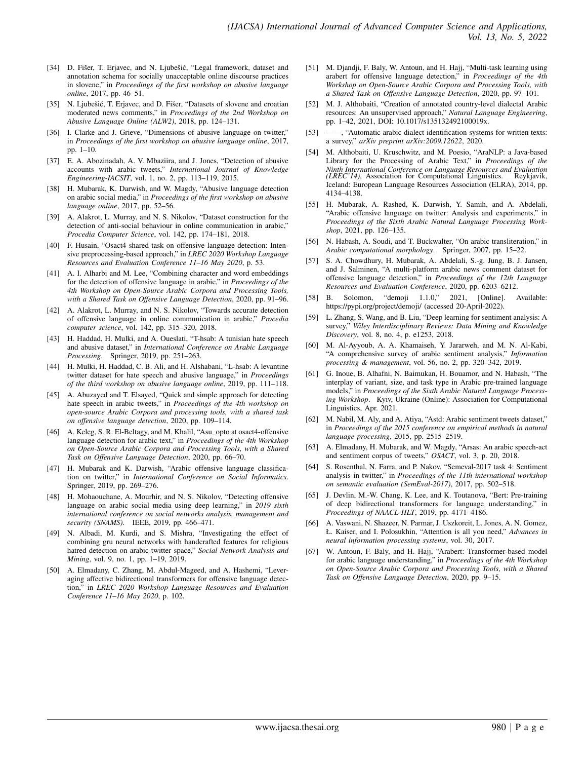[34] D. Fišer, T. Erjavec, and N. Ljubešić, "Legal framework, dataset and annotation schema for socially unacceptable online discourse practices in slovene," in *Proceedings of the first workshop on abusive language online*, 2017, pp. 46–51.

[35] N. Ljubešić, T. Erjavec, and D. Fišer, "Datasets of slovene and croatian moderated news comments," in *Proceedings of the 2nd Workshop on Abusive Language Online (ALW2)*, 2018, pp. 124–131.

[36] I. Clarke and J. Grieve, "Dimensions of abusive language on twitter," in *Proceedings of the first workshop on abusive language online*, 2017, pp. 1–10.

[37] E. A. Abozinadah, A. V. Mbaziira, and J. Jones, "Detection of abusive accounts with arabic tweets," *International Journal of Knowledge Engineering-IACSIT*, vol. 1, no. 2, pp. 113–119, 2015.

[38] H. Mubarak, K. Darwish, and W. Magdy, "Abusive language detection on arabic social media," in *Proceedings of the first workshop on abusive language online*, 2017, pp. 52–56.

[39] A. Alakrot, L. Murray, and N. S. Nikolov, "Dataset construction for the detection of anti-social behaviour in online communication in arabic," *Procedia Computer Science*, vol. 142, pp. 174–181, 2018.

[40] F. Husain, "Osact4 shared task on offensive language detection: Intensive preprocessing-based approach," in *LREC 2020 Workshop Language Resources and Evaluation Conference 11–16 May 2020*, p. 53.

[41] A. I. Alharbi and M. Lee, "Combining character and word embeddings for the detection of offensive language in arabic," in *Proceedings of the 4th Workshop on Open-Source Arabic Corpora and Processing Tools, with a Shared Task on Offensive Language Detection*, 2020, pp. 91–96.

[42] A. Alakrot, L. Murray, and N. S. Nikolov, "Towards accurate detection of offensive language in online communication in arabic," *Procedia computer science*, vol. 142, pp. 315–320, 2018.

[43] H. Haddad, H. Mulki, and A. Oueslati, "T-hsab: A tunisian hate speech and abusive dataset," in *International Conference on Arabic Language Processing*. Springer, 2019, pp. 251–263.

[44] H. Mulki, H. Haddad, C. B. Ali, and H. Alshabani, "L-hsab: A levantine twitter dataset for hate speech and abusive language," in *Proceedings of the third workshop on abusive language online*, 2019, pp. 111–118.

[45] A. Abuzayed and T. Elsayed, "Quick and simple approach for detecting hate speech in arabic tweets," in *Proceedings of the 4th workshop on open-source Arabic Corpora and processing tools, with a shared task on offensive language detection*, 2020, pp. 109–114.

[46] A. Keleg, S. R. El-Beltagy, and M. Khalil, "Asu_opto at osact4-offensive language detection for arabic text," in *Proceedings of the 4th Workshop on Open-Source Arabic Corpora and Processing Tools, with a Shared Task on Offensive Language Detection*, 2020, pp. 66–70.

[47] H. Mubarak and K. Darwish, "Arabic offensive language classification on twitter," in *International Conference on Social Informatics*. Springer, 2019, pp. 269–276.

[48] H. Mohaouchane, A. Mourhir, and N. S. Nikolov, "Detecting offensive language on arabic social media using deep learning," in *2019 sixth international conference on social networks analysis, management and security (SNAMS)*. IEEE, 2019, pp. 466–471.

[49] N. Albadi, M. Kurdi, and S. Mishra, "Investigating the effect of combining gru neural networks with handcrafted features for religious hatred detection on arabic twitter space," *Social Network Analysis and Mining*, vol. 9, no. 1, pp. 1–19, 2019.

[50] A. Elmadany, C. Zhang, M. Abdul-Mageed, and A. Hashemi, "Leveraging affective bidirectional transformers for offensive language detection," in *LREC 2020 Workshop Language Resources and Evaluation Conference 11–16 May 2020*, p. 102.

[51] M. Djandji, F. Baly, W. Antoun, and H. Hajj, "Multi-task learning using arabert for offensive language detection," in *Proceedings of the 4th Workshop on Open-Source Arabic Corpora and Processing Tools, with a Shared Task on Offensive Language Detection*, 2020, pp. 97–101.

[52] M. J. Althobaiti, "Creation of annotated country-level dialectal Arabic resources: An unsupervised approach," *Natural Language Engineering*, pp. 1–42, 2021, DOI: 10.1017/s135132492100019x.

[53] ——, "Automatic arabic dialect identification systems for written texts: a survey," *arXiv preprint arXiv:2009.12622*, 2020.

[54] M. Althobaiti, U. Kruschwitz, and M. Poesio, "AraNLP: a Java-based Library for the Processing of Arabic Text," in *Proceedings of the Ninth International Conference on Language Resources and Evaluation (LREC'14)*, Association for Computational Linguistics. Reykjavik, Iceland: European Language Resources Association (ELRA), 2014, pp. 4134–4138.

[55] H. Mubarak, A. Rashed, K. Darwish, Y. Samih, and A. Abdelali, "Arabic offensive language on twitter: Analysis and experiments," in *Proceedings of the Sixth Arabic Natural Language Processing Workshop*, 2021, pp. 126–135.

[56] N. Habash, A. Soudi, and T. Buckwalter, "On arabic transliteration," in *Arabic computational morphology*. Springer, 2007, pp. 15–22.

[57] S. A. Chowdhury, H. Mubarak, A. Abdelali, S.-g. Jung, B. J. Jansen, and J. Salminen, "A multi-platform arabic news comment dataset for offensive language detection," in *Proceedings of the 12th Language Resources and Evaluation Conference*, 2020, pp. 6203–6212.

[58] B. Solomon, "demoji 1.1.0," 2021, [Online]. Available: https://pypi.org/project/demoji/ (accessed 20-April-2022).

[59] L. Zhang, S. Wang, and B. Liu, "Deep learning for sentiment analysis: A survey," *Wiley Interdisciplinary Reviews: Data Mining and Knowledge Discovery*, vol. 8, no. 4, p. e1253, 2018.

[60] M. Al-Ayyoub, A. A. Khamaiseh, Y. Jararweh, and M. N. Al-Kabi, "A comprehensive survey of arabic sentiment analysis," *Information processing & management*, vol. 56, no. 2, pp. 320–342, 2019.

[61] G. Inoue, B. Alhafni, N. Baimukan, H. Bouamor, and N. Habash, "The interplay of variant, size, and task type in Arabic pre-trained language models," in *Proceedings of the Sixth Arabic Natural Language Processing Workshop*. Kyiv, Ukraine (Online): Association for Computational Linguistics, Apr. 2021.

[62] M. Nabil, M. Aly, and A. Atiya, "Astd: Arabic sentiment tweets dataset," in *Proceedings of the 2015 conference on empirical methods in natural language processing*, 2015, pp. 2515–2519.

[63] A. Elmadany, H. Mubarak, and W. Magdy, "Arsas: An arabic speech-act and sentiment corpus of tweets," *OSACT*, vol. 3, p. 20, 2018.

[64] S. Rosenthal, N. Farra, and P. Nakov, "Semeval-2017 task 4: Sentiment analysis in twitter," in *Proceedings of the 11th international workshop on semantic evaluation (SemEval-2017)*, 2017, pp. 502–518.

[65] J. Devlin, M.-W. Chang, K. Lee, and K. Toutanova, "Bert: Pre-training of deep bidirectional transformers for language understanding," in *Proceedings of NAACL-HLT*, 2019, pp. 4171–4186.

[66] A. Vaswani, N. Shazeer, N. Parmar, J. Uszkoreit, L. Jones, A. N. Gomez, Ł. Kaiser, and I. Polosukhin, "Attention is all you need," *Advances in neural information processing systems*, vol. 30, 2017.

[67] W. Antoun, F. Baly, and H. Hajj, "Arabert: Transformer-based model for arabic language understanding," in *Proceedings of the 4th Workshop on Open-Source Arabic Corpora and Processing Tools, with a Shared Task on Offensive Language Detection*, 2020, pp. 9–15.